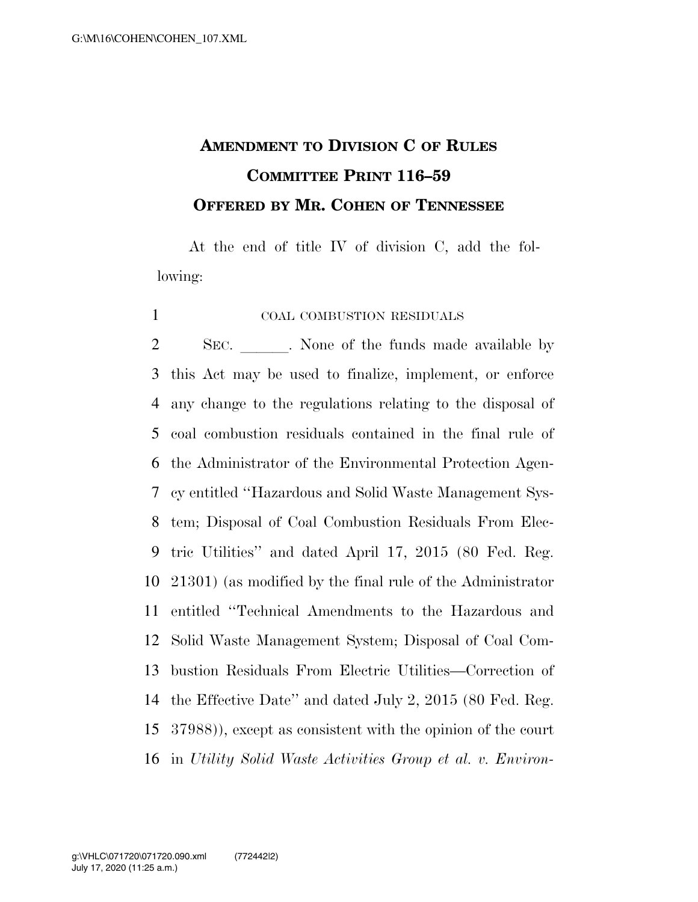# AMENDMENT TO DIVISION C OF RULES COMMITTEE PRINT 116–59

## OFFERED BY MR. COHEN OF TENNESSEE

At the end of title IV of division C, add the following:

COAL COMBUSTION RESIDUALS

SEC. \_\_\_\_\_\_. None of the funds made available by this Act may be used to finalize, implement, or enforce any change to the regulations relating to the disposal of coal combustion residuals contained in the final rule of the Administrator of the Environmental Protection Agency entitled "Hazardous and Solid Waste Management System; Disposal of Coal Combustion Residuals From Electric Utilities" and dated April 17, 2015 (80 Fed. Reg. 21301) (as modified by the final rule of the Administrator entitled "Technical Amendments to the Hazardous and Solid Waste Management System; Disposal of Coal Combustion Residuals From Electric Utilities—Correction of the Effective Date" and dated July 2, 2015 (80 Fed. Reg. 37988)), except as consistent with the opinion of the court in *Utility Solid Waste Activities Group et al. v. Environ-*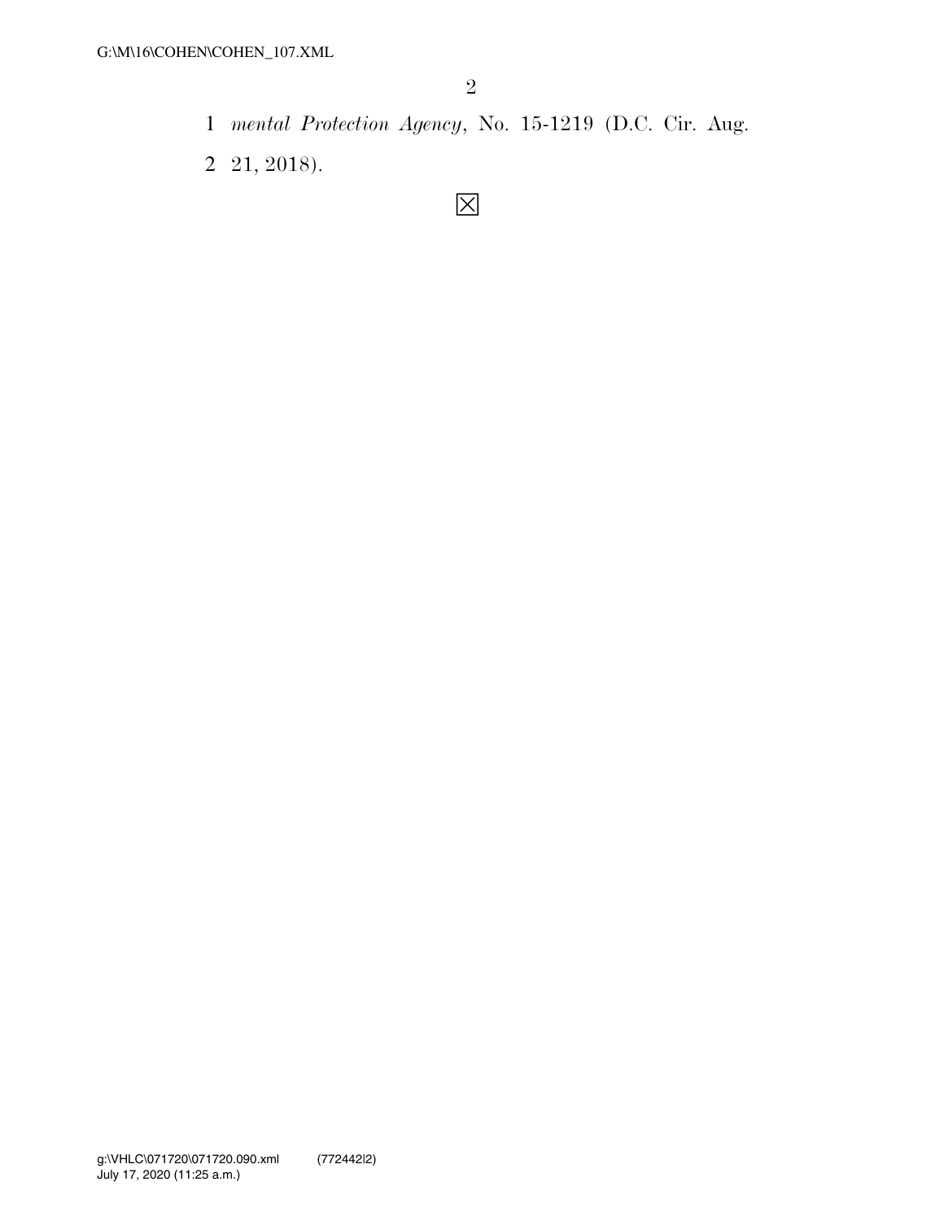*mental Protection Agency*, No. 15-1219 (D.C. Cir. Aug. 21, 2018).

☒